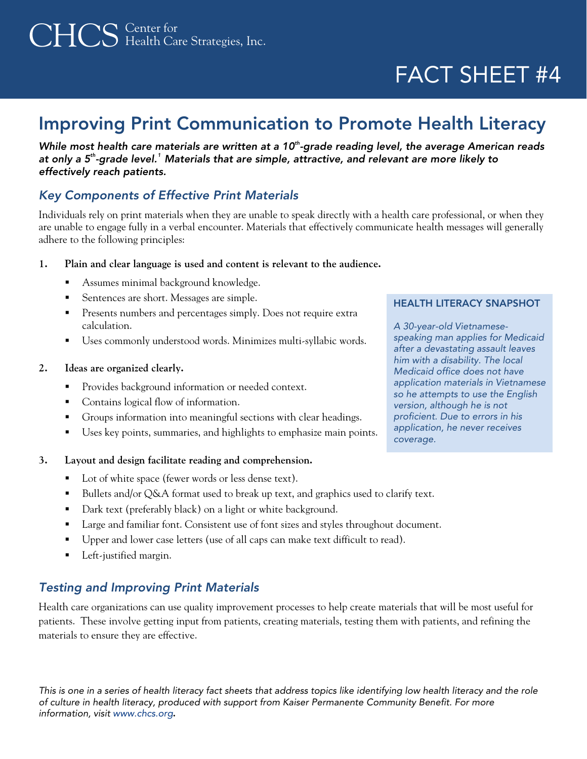CHCS Center for Health Care Strategies, Inc.

FACT SHEET #4

# Improving Print Communication to Promote Health Literacy

***While most health care materials are written at a 10th-grade reading level, the average American reads at only a 5th-grade level.[1] Materials that are simple, attractive, and relevant are more likely to effectively reach patients.***

## *Key Components of Effective Print Materials*

Individuals rely on print materials when they are unable to speak directly with a health care professional, or when they are unable to engage fully in a verbal encounter. Materials that effectively communicate health messages will generally adhere to the following principles:

1. **Plain and clear language is used and content is relevant to the audience.**
   - Assumes minimal background knowledge.
   - Sentences are short. Messages are simple.
   - Presents numbers and percentages simply. Does not require extra calculation.
   - Uses commonly understood words. Minimizes multi-syllabic words.

2. **Ideas are organized clearly.**
   - Provides background information or needed context.
   - Contains logical flow of information.
   - Groups information into meaningful sections with clear headings.
   - Uses key points, summaries, and highlights to emphasize main points.

3. **Layout and design facilitate reading and comprehension.**
   - Lot of white space (fewer words or less dense text).
   - Bullets and/or Q&A format used to break up text, and graphics used to clarify text.
   - Dark text (preferably black) on a light or white background.
   - Large and familiar font. Consistent use of font sizes and styles throughout document.
   - Upper and lower case letters (use of all caps can make text difficult to read).
   - Left-justified margin.

### HEALTH LITERACY SNAPSHOT

*A 30-year-old Vietnamese-speaking man applies for Medicaid after a devastating assault leaves him with a disability. The local Medicaid office does not have application materials in Vietnamese so he attempts to use the English version, although he is not proficient. Due to errors in his application, he never receives coverage.*

## *Testing and Improving Print Materials*

Health care organizations can use quality improvement processes to help create materials that will be most useful for patients. These involve getting input from patients, creating materials, testing them with patients, and refining the materials to ensure they are effective.

*This is one in a series of health literacy fact sheets that address topics like identifying low health literacy and the role of culture in health literacy, produced with support from Kaiser Permanente Community Benefit. For more information, visit www.chcs.org.*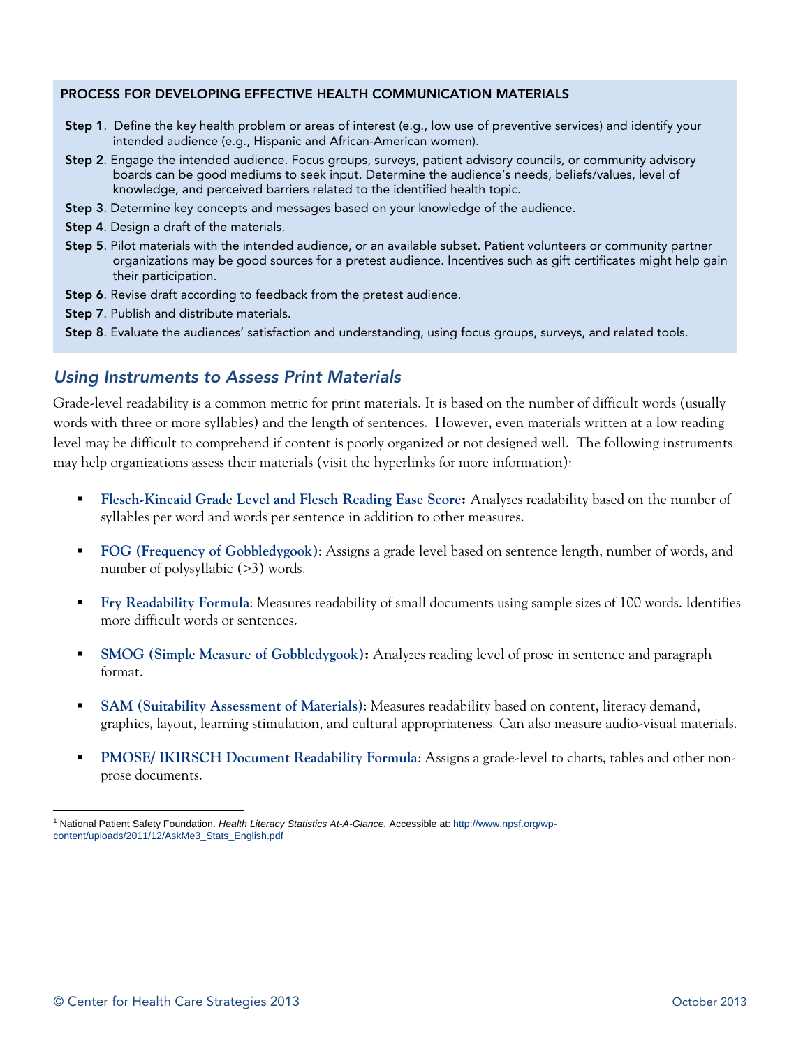## PROCESS FOR DEVELOPING EFFECTIVE HEALTH COMMUNICATION MATERIALS

**Step 1**. Define the key health problem or areas of interest (e.g., low use of preventive services) and identify your intended audience (e.g., Hispanic and African-American women).

**Step 2**. Engage the intended audience. Focus groups, surveys, patient advisory councils, or community advisory boards can be good mediums to seek input. Determine the audience's needs, beliefs/values, level of knowledge, and perceived barriers related to the identified health topic.

**Step 3**. Determine key concepts and messages based on your knowledge of the audience.

**Step 4**. Design a draft of the materials.

**Step 5**. Pilot materials with the intended audience, or an available subset. Patient volunteers or community partner organizations may be good sources for a pretest audience. Incentives such as gift certificates might help gain their participation.

**Step 6**. Revise draft according to feedback from the pretest audience.

**Step 7**. Publish and distribute materials.

**Step 8**. Evaluate the audiences' satisfaction and understanding, using focus groups, surveys, and related tools.

## *Using Instruments to Assess Print Materials*

Grade-level readability is a common metric for print materials. It is based on the number of difficult words (usually words with three or more syllables) and the length of sentences. However, even materials written at a low reading level may be difficult to comprehend if content is poorly organized or not designed well. The following instruments may help organizations assess their materials (visit the hyperlinks for more information):

- **Flesch-Kincaid Grade Level and Flesch Reading Ease Score:** Analyzes readability based on the number of syllables per word and words per sentence in addition to other measures.
- **FOG (Frequency of Gobbledygook)**: Assigns a grade level based on sentence length, number of words, and number of polysyllabic (>3) words.
- **Fry Readability Formula**: Measures readability of small documents using sample sizes of 100 words. Identifies more difficult words or sentences.
- **SMOG (Simple Measure of Gobbledygook):** Analyzes reading level of prose in sentence and paragraph format.
- **SAM (Suitability Assessment of Materials)**: Measures readability based on content, literacy demand, graphics, layout, learning stimulation, and cultural appropriateness. Can also measure audio-visual materials.
- **PMOSE/ IKIRSCH Document Readability Formula**: Assigns a grade-level to charts, tables and other non-prose documents.

---

[1] National Patient Safety Foundation. *Health Literacy Statistics At-A-Glance.* Accessible at: http://www.npsf.org/wp-content/uploads/2011/12/AskMe3_Stats_English.pdf

© Center for Health Care Strategies 2013 October 2013